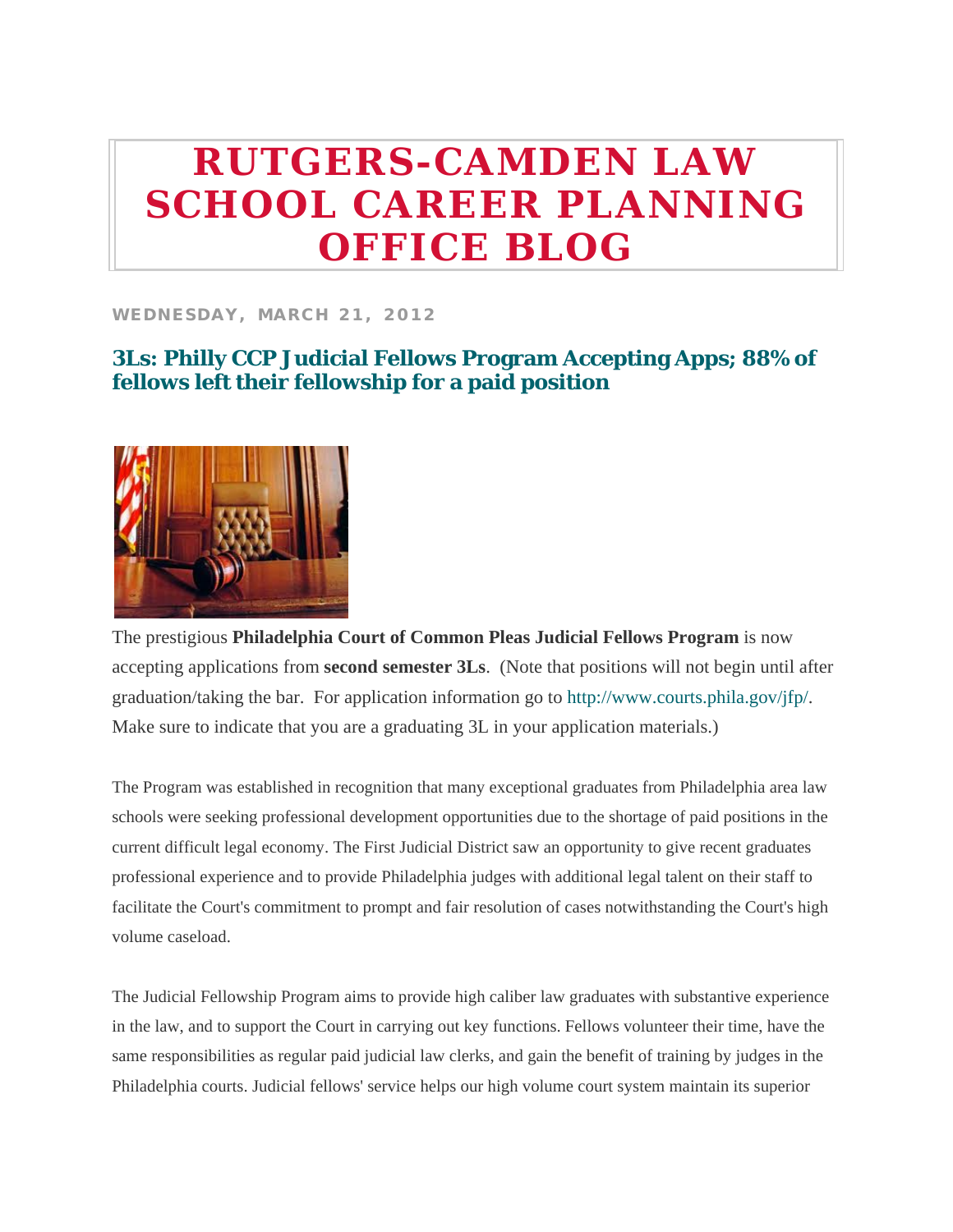# RUTGERS-CAMDEN LAW SCHOOL CAREER PLANNING OFFICE BLOG

WEDNESDAY, MARCH 21, 2012

## 3Ls: Philly CCP Judicial Fellows Program Accepting Apps; 88% of fellows left their fellowship for a paid position

The prestigious **Philadelphia Court of Common Pleas Judicial Fellows Program** is now accepting applications from **second semester 3Ls**. (Note that positions will not begin until after graduation/taking the bar. For application information go to http://www.courts.phila.gov/jfp/. Make sure to indicate that you are a graduating 3L in your application materials.)

The Program was established in recognition that many exceptional graduates from Philadelphia area law schools were seeking professional development opportunities due to the shortage of paid positions in the current difficult legal economy. The First Judicial District saw an opportunity to give recent graduates professional experience and to provide Philadelphia judges with additional legal talent on their staff to facilitate the Court's commitment to prompt and fair resolution of cases notwithstanding the Court's high volume caseload.

The Judicial Fellowship Program aims to provide high caliber law graduates with substantive experience in the law, and to support the Court in carrying out key functions. Fellows volunteer their time, have the same responsibilities as regular paid judicial law clerks, and gain the benefit of training by judges in the Philadelphia courts. Judicial fellows' service helps our high volume court system maintain its superior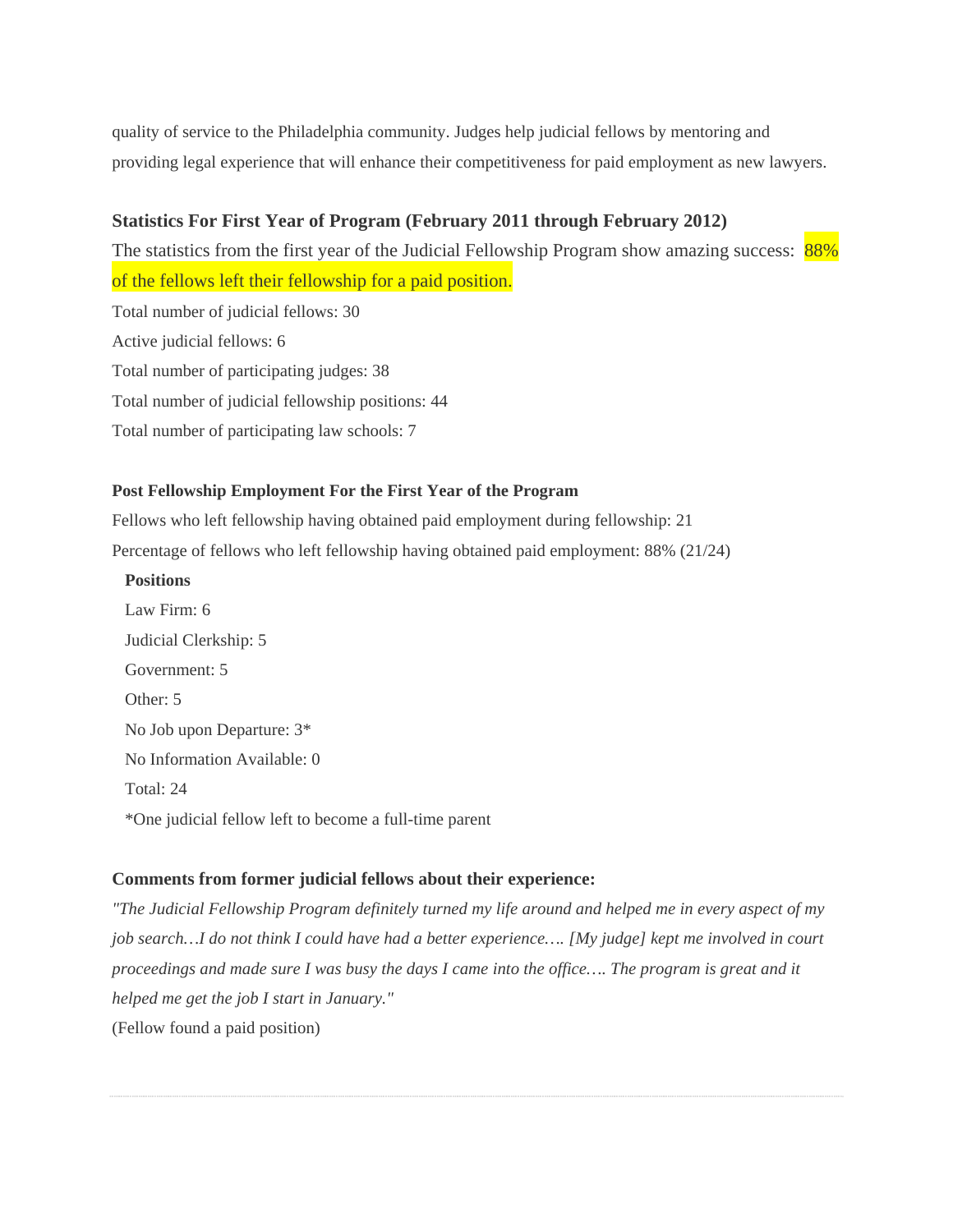quality of service to the Philadelphia community. Judges help judicial fellows by mentoring and providing legal experience that will enhance their competitiveness for paid employment as new lawyers.

### Statistics For First Year of Program (February 2011 through February 2012)

The statistics from the first year of the Judicial Fellowship Program show amazing success: 88% of the fellows left their fellowship for a paid position.

Total number of judicial fellows: 30

Active judicial fellows: 6

Total number of participating judges: 38

Total number of judicial fellowship positions: 44

Total number of participating law schools: 7

#### Post Fellowship Employment For the First Year of the Program

Fellows who left fellowship having obtained paid employment during fellowship: 21

Percentage of fellows who left fellowship having obtained paid employment: 88% (21/24)

**Positions**

Law Firm: 6

Judicial Clerkship: 5

Government: 5

Other: 5

No Job upon Departure: 3*

No Information Available: 0

Total: 24

*One judicial fellow left to become a full-time parent

#### Comments from former judicial fellows about their experience:

*"The Judicial Fellowship Program definitely turned my life around and helped me in every aspect of my job search…I do not think I could have had a better experience…. [My judge] kept me involved in court proceedings and made sure I was busy the days I came into the office…. The program is great and it helped me get the job I start in January."*

(Fellow found a paid position)

---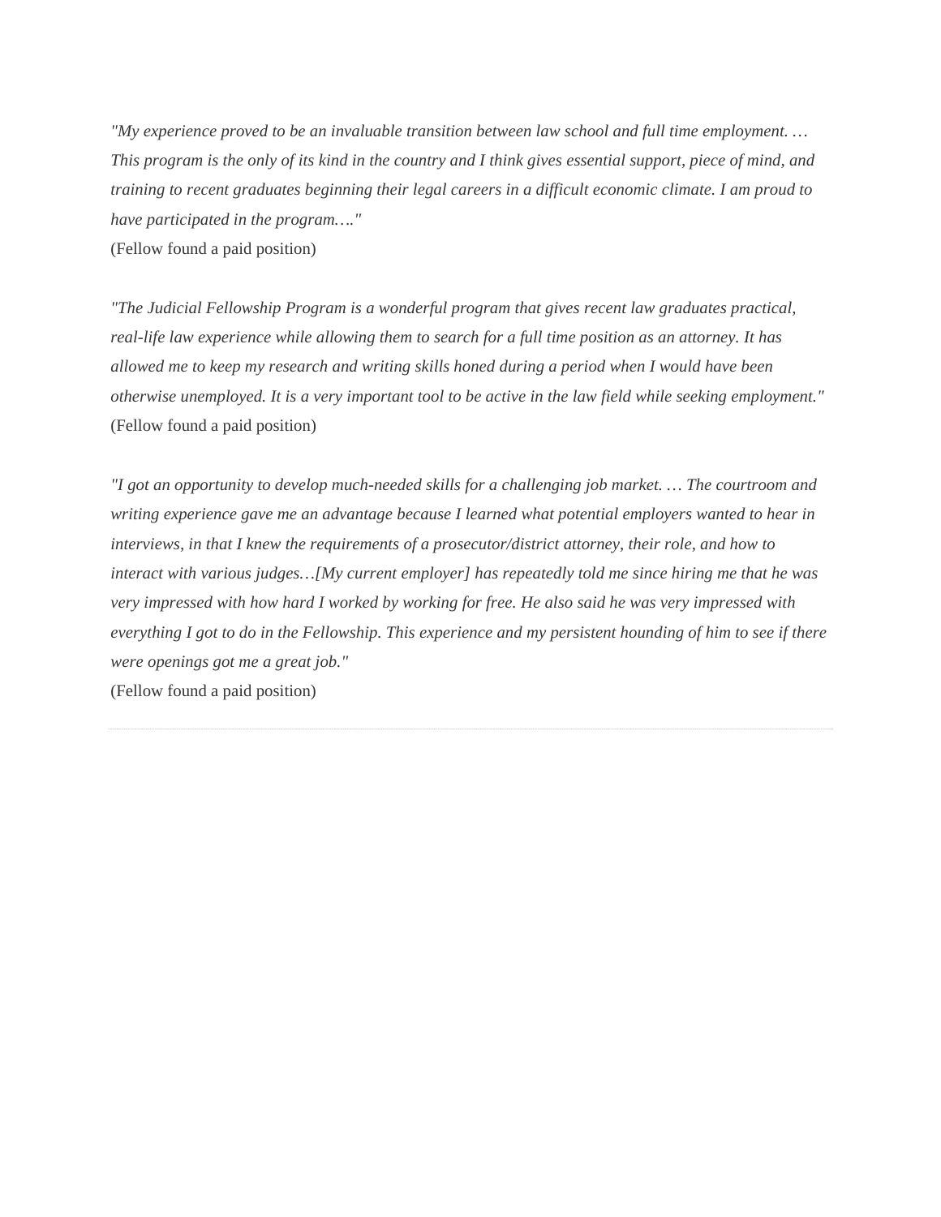*"My experience proved to be an invaluable transition between law school and full time employment. … This program is the only of its kind in the country and I think gives essential support, piece of mind, and training to recent graduates beginning their legal careers in a difficult economic climate. I am proud to have participated in the program…."*
(Fellow found a paid position)

*"The Judicial Fellowship Program is a wonderful program that gives recent law graduates practical, real-life law experience while allowing them to search for a full time position as an attorney. It has allowed me to keep my research and writing skills honed during a period when I would have been otherwise unemployed. It is a very important tool to be active in the law field while seeking employment."*
(Fellow found a paid position)

*"I got an opportunity to develop much-needed skills for a challenging job market. … The courtroom and writing experience gave me an advantage because I learned what potential employers wanted to hear in interviews, in that I knew the requirements of a prosecutor/district attorney, their role, and how to interact with various judges…[My current employer] has repeatedly told me since hiring me that he was very impressed with how hard I worked by working for free. He also said he was very impressed with everything I got to do in the Fellowship. This experience and my persistent hounding of him to see if there were openings got me a great job."*
(Fellow found a paid position)

---